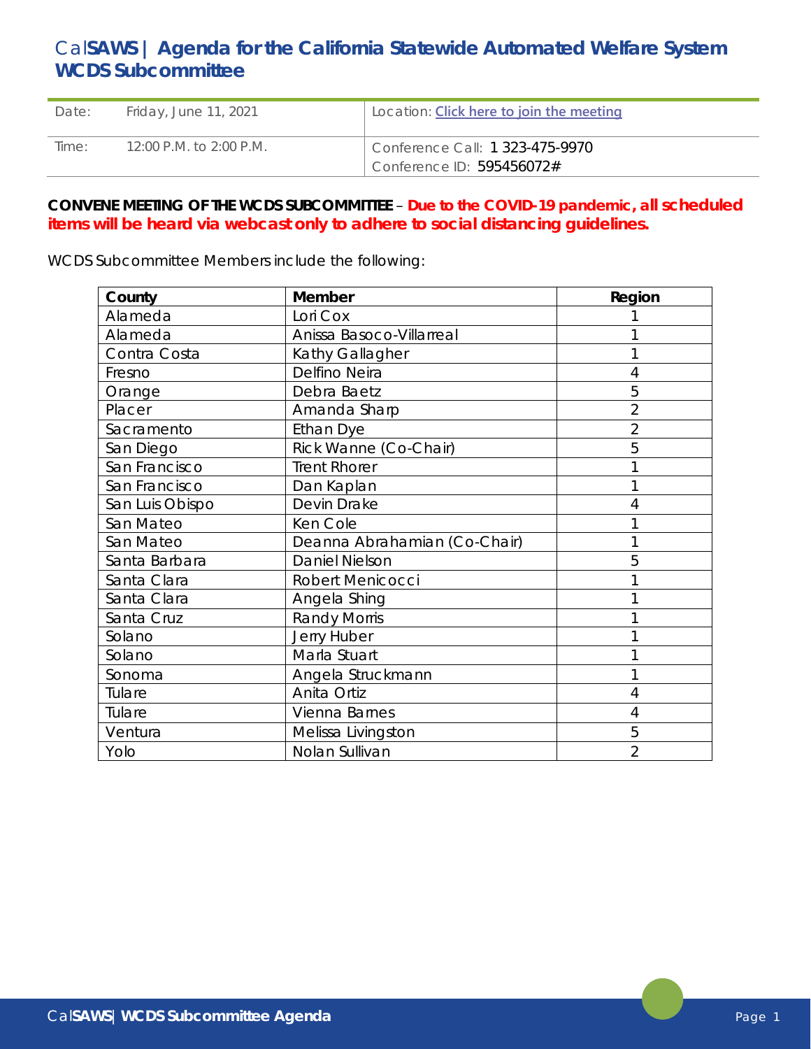# Cal**SAWS** | Agenda for the California Statewide Automated Welfare System WCDS Subcommittee

| Date: | Friday, June 11, 2021 | Location: Click here to join the meeting |
|---|---|---|
| Time: | 12:00 P.M. to 2:00 P.M. | Conference Call: 1 323-475-9970<br>Conference ID: 595456072# |

**CONVENE MEETING OF THE WCDS SUBCOMMITTEE** – **Due to the COVID-19 pandemic, all scheduled items will be heard via webcast only to adhere to social distancing guidelines.**

WCDS Subcommittee Members include the following:

| County | Member | Region |
|---|---|---|
| Alameda | Lori Cox | 1 |
| Alameda | Anissa Basoco-Villarreal | 1 |
| Contra Costa | Kathy Gallagher | 1 |
| Fresno | Delfino Neira | 4 |
| Orange | Debra Baetz | 5 |
| Placer | Amanda Sharp | 2 |
| Sacramento | Ethan Dye | 2 |
| San Diego | Rick Wanne (Co-Chair) | 5 |
| San Francisco | Trent Rhorer | 1 |
| San Francisco | Dan Kaplan | 1 |
| San Luis Obispo | Devin Drake | 4 |
| San Mateo | Ken Cole | 1 |
| San Mateo | Deanna Abrahamian (Co-Chair) | 1 |
| Santa Barbara | Daniel Nielson | 5 |
| Santa Clara | Robert Menicocci | 1 |
| Santa Clara | Angela Shing | 1 |
| Santa Cruz | Randy Morris | 1 |
| Solano | Jerry Huber | 1 |
| Solano | Marla Stuart | 1 |
| Sonoma | Angela Struckmann | 1 |
| Tulare | Anita Ortiz | 4 |
| Tulare | Vienna Barnes | 4 |
| Ventura | Melissa Livingston | 5 |
| Yolo | Nolan Sullivan | 2 |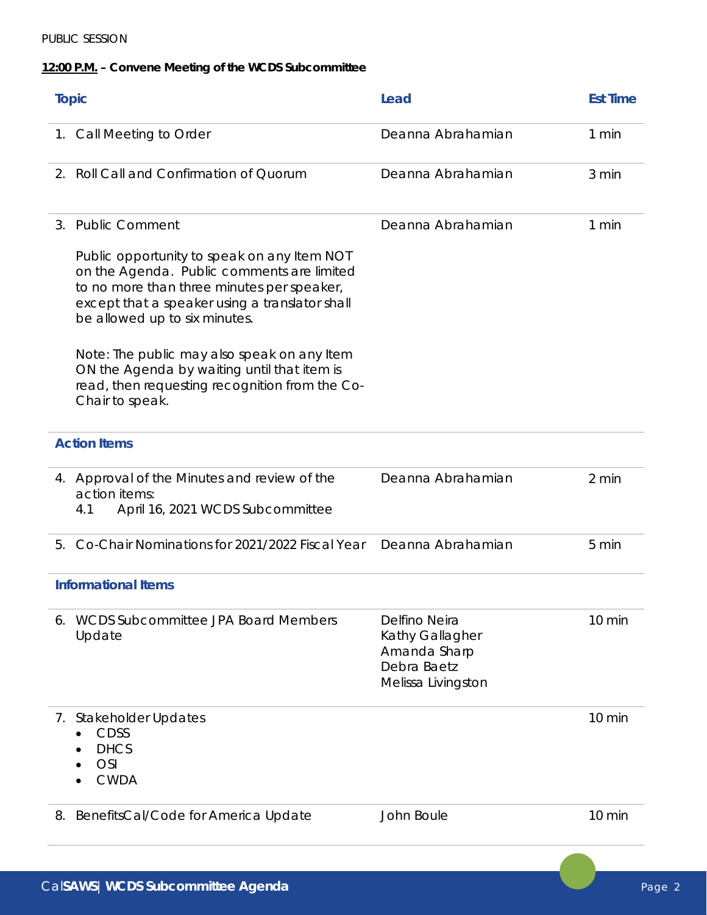PUBLIC SESSION

**<u>12:00 P.M.</u> – Convene Meeting of the WCDS Subcommittee**

| Topic | Lead | Est Time |
|---|---|---|
| 1. Call Meeting to Order | Deanna Abrahamian | 1 min |
| 2. Roll Call and Confirmation of Quorum | Deanna Abrahamian | 3 min |
| 3. Public Comment<br><br>Public opportunity to speak on any Item NOT on the Agenda. Public comments are limited to no more than three minutes per speaker, except that a speaker using a translator shall be allowed up to six minutes.<br><br>Note: The public may also speak on any Item ON the Agenda by waiting until that item is read, then requesting recognition from the Co-Chair to speak. | Deanna Abrahamian | 1 min |
| **Action Items** | | |
| 4. Approval of the Minutes and review of the action items:<br>4.1 April 16, 2021 WCDS Subcommittee | Deanna Abrahamian | 2 min |
| 5. Co-Chair Nominations for 2021/2022 Fiscal Year | Deanna Abrahamian | 5 min |
| **Informational Items** | | |
| 6. WCDS Subcommittee JPA Board Members Update | Delfino Neira<br>Kathy Gallagher<br>Amanda Sharp<br>Debra Baetz<br>Melissa Livingston | 10 min |
| 7. Stakeholder Updates<br>• CDSS<br>• DHCS<br>• OSI<br>• CWDA | | 10 min |
| 8. BenefitsCal/Code for America Update | John Boule | 10 min |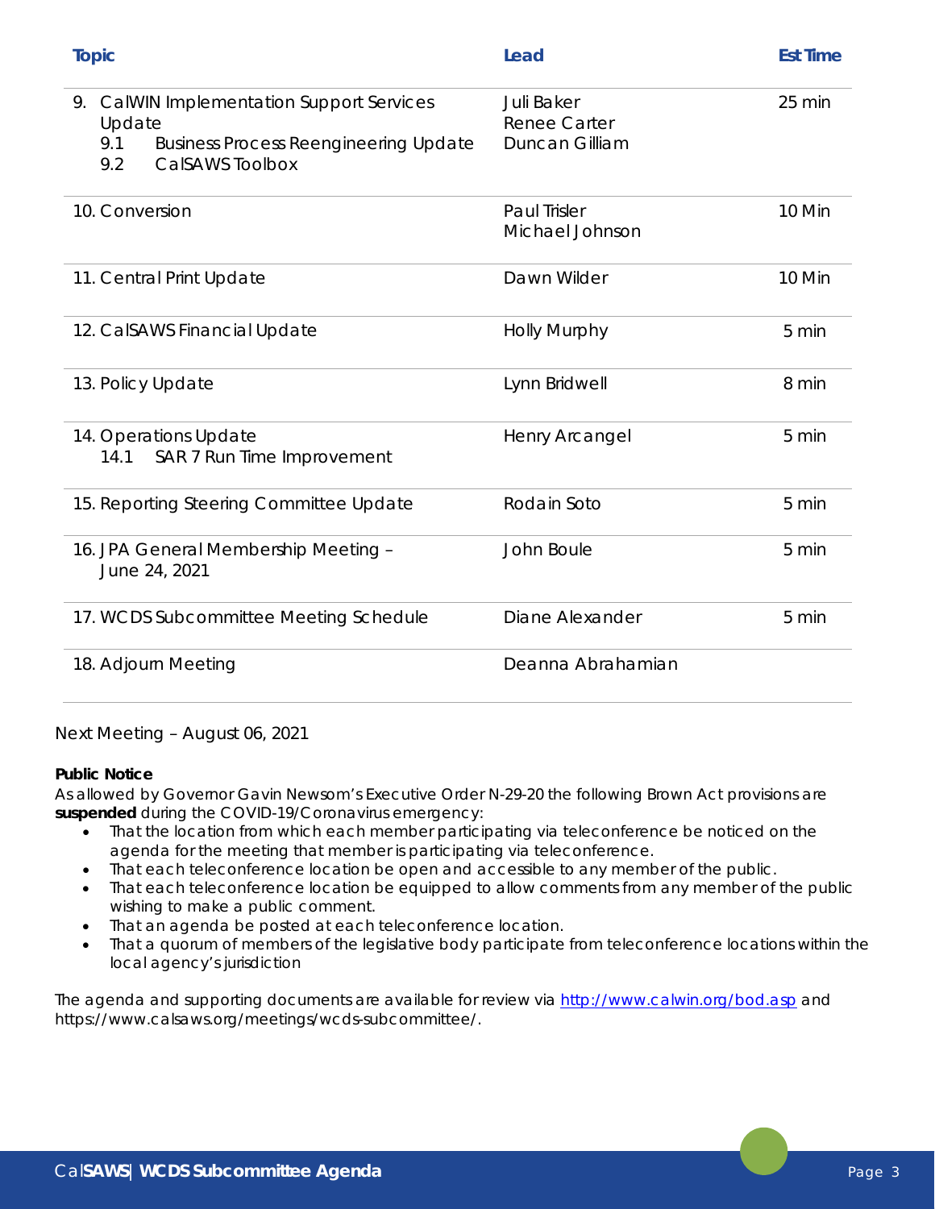| Topic | Lead | Est Time |
|---|---|---|
| 9. CalWIN Implementation Support Services Update<br>9.1 Business Process Reengineering Update<br>9.2 CalSAWS Toolbox | Juli Baker<br>Renee Carter<br>Duncan Gilliam | 25 min |
| 10. Conversion | Paul Trisler<br>Michael Johnson | 10 Min |
| 11. Central Print Update | Dawn Wilder | 10 Min |
| 12. CalSAWS Financial Update | Holly Murphy | 5 min |
| 13. Policy Update | Lynn Bridwell | 8 min |
| 14. Operations Update<br>14.1 SAR 7 Run Time Improvement | Henry Arcangel | 5 min |
| 15. Reporting Steering Committee Update | Rodain Soto | 5 min |
| 16. JPA General Membership Meeting – June 24, 2021 | John Boule | 5 min |
| 17. WCDS Subcommittee Meeting Schedule | Diane Alexander | 5 min |
| 18. Adjourn Meeting | Deanna Abrahamian | |

Next Meeting – August 06, 2021

**Public Notice**

As allowed by Governor Gavin Newsom's Executive Order N-29-20 the following Brown Act provisions are **suspended** during the COVID-19/Coronavirus emergency:

- That the location from which each member participating via teleconference be noticed on the agenda for the meeting that member is participating via teleconference.
- That each teleconference location be open and accessible to any member of the public.
- That each teleconference location be equipped to allow comments from any member of the public wishing to make a public comment.
- That an agenda be posted at each teleconference location.
- That a quorum of members of the legislative body participate from teleconference locations within the local agency's jurisdiction

The agenda and supporting documents are available for review via http://www.calwin.org/bod.asp and https://www.calsaws.org/meetings/wcds-subcommittee/.